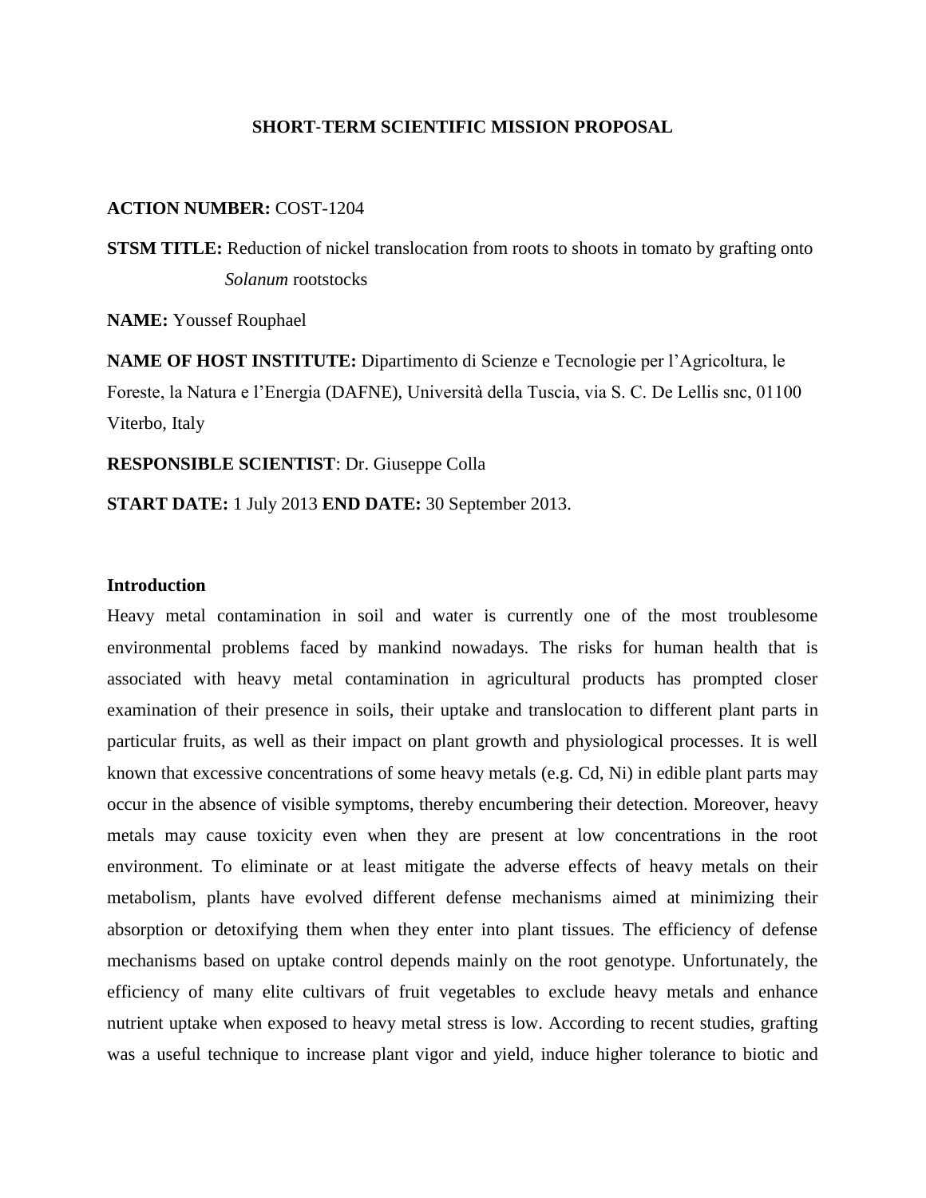# SHORT-TERM SCIENTIFIC MISSION PROPOSAL

**ACTION NUMBER:** COST-1204

**STSM TITLE:** Reduction of nickel translocation from roots to shoots in tomato by grafting onto *Solanum* rootstocks

**NAME:** Youssef Rouphael

**NAME OF HOST INSTITUTE:** Dipartimento di Scienze e Tecnologie per l'Agricoltura, le Foreste, la Natura e l'Energia (DAFNE), Università della Tuscia, via S. C. De Lellis snc, 01100 Viterbo, Italy

**RESPONSIBLE SCIENTIST**: Dr. Giuseppe Colla

**START DATE:** 1 July 2013 **END DATE:** 30 September 2013.

## Introduction

Heavy metal contamination in soil and water is currently one of the most troublesome environmental problems faced by mankind nowadays. The risks for human health that is associated with heavy metal contamination in agricultural products has prompted closer examination of their presence in soils, their uptake and translocation to different plant parts in particular fruits, as well as their impact on plant growth and physiological processes. It is well known that excessive concentrations of some heavy metals (e.g. Cd, Ni) in edible plant parts may occur in the absence of visible symptoms, thereby encumbering their detection. Moreover, heavy metals may cause toxicity even when they are present at low concentrations in the root environment. To eliminate or at least mitigate the adverse effects of heavy metals on their metabolism, plants have evolved different defense mechanisms aimed at minimizing their absorption or detoxifying them when they enter into plant tissues. The efficiency of defense mechanisms based on uptake control depends mainly on the root genotype. Unfortunately, the efficiency of many elite cultivars of fruit vegetables to exclude heavy metals and enhance nutrient uptake when exposed to heavy metal stress is low. According to recent studies, grafting was a useful technique to increase plant vigor and yield, induce higher tolerance to biotic and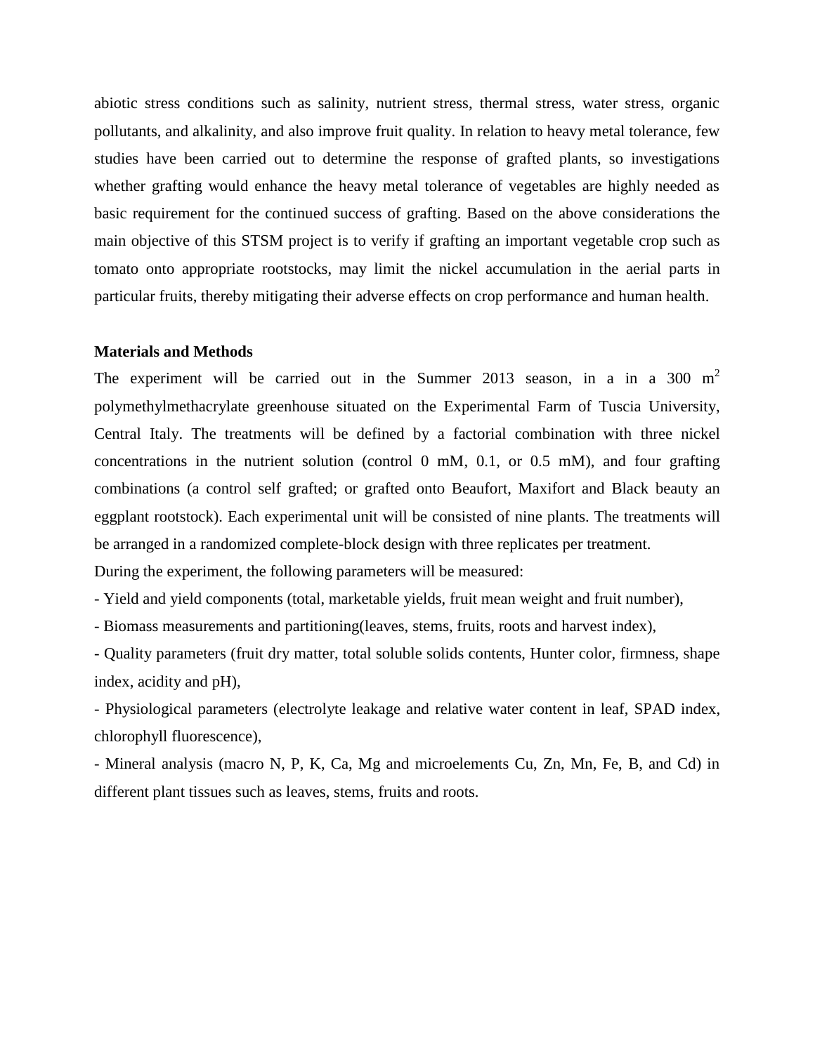abiotic stress conditions such as salinity, nutrient stress, thermal stress, water stress, organic pollutants, and alkalinity, and also improve fruit quality. In relation to heavy metal tolerance, few studies have been carried out to determine the response of grafted plants, so investigations whether grafting would enhance the heavy metal tolerance of vegetables are highly needed as basic requirement for the continued success of grafting. Based on the above considerations the main objective of this STSM project is to verify if grafting an important vegetable crop such as tomato onto appropriate rootstocks, may limit the nickel accumulation in the aerial parts in particular fruits, thereby mitigating their adverse effects on crop performance and human health.

**Materials and Methods**

The experiment will be carried out in the Summer 2013 season, in a in a 300 $m^2$ polymethylmethacrylate greenhouse situated on the Experimental Farm of Tuscia University, Central Italy. The treatments will be defined by a factorial combination with three nickel concentrations in the nutrient solution (control 0 mM, 0.1, or 0.5 mM), and four grafting combinations (a control self grafted; or grafted onto Beaufort, Maxifort and Black beauty an eggplant rootstock). Each experimental unit will be consisted of nine plants. The treatments will be arranged in a randomized complete-block design with three replicates per treatment.

During the experiment, the following parameters will be measured:

- Yield and yield components (total, marketable yields, fruit mean weight and fruit number),
- Biomass measurements and partitioning(leaves, stems, fruits, roots and harvest index),
- Quality parameters (fruit dry matter, total soluble solids contents, Hunter color, firmness, shape index, acidity and pH),
- Physiological parameters (electrolyte leakage and relative water content in leaf, SPAD index, chlorophyll fluorescence),
- Mineral analysis (macro N, P, K, Ca, Mg and microelements Cu, Zn, Mn, Fe, B, and Cd) in different plant tissues such as leaves, stems, fruits and roots.